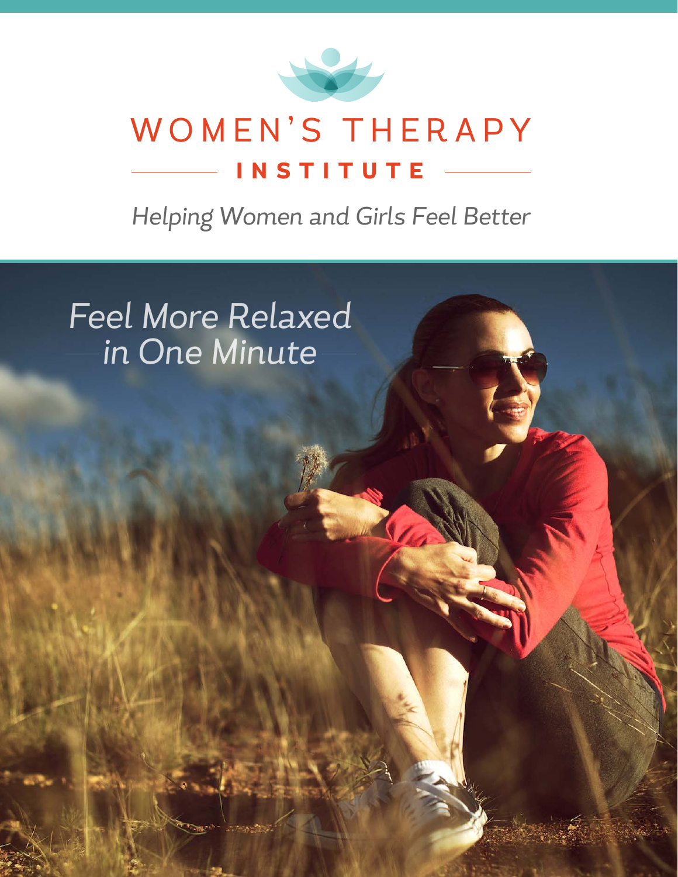# WOMEN'S THERAPY INSTITUTE

*Helping Women and Girls Feel Better*

## *Feel More Relaxed in One Minute*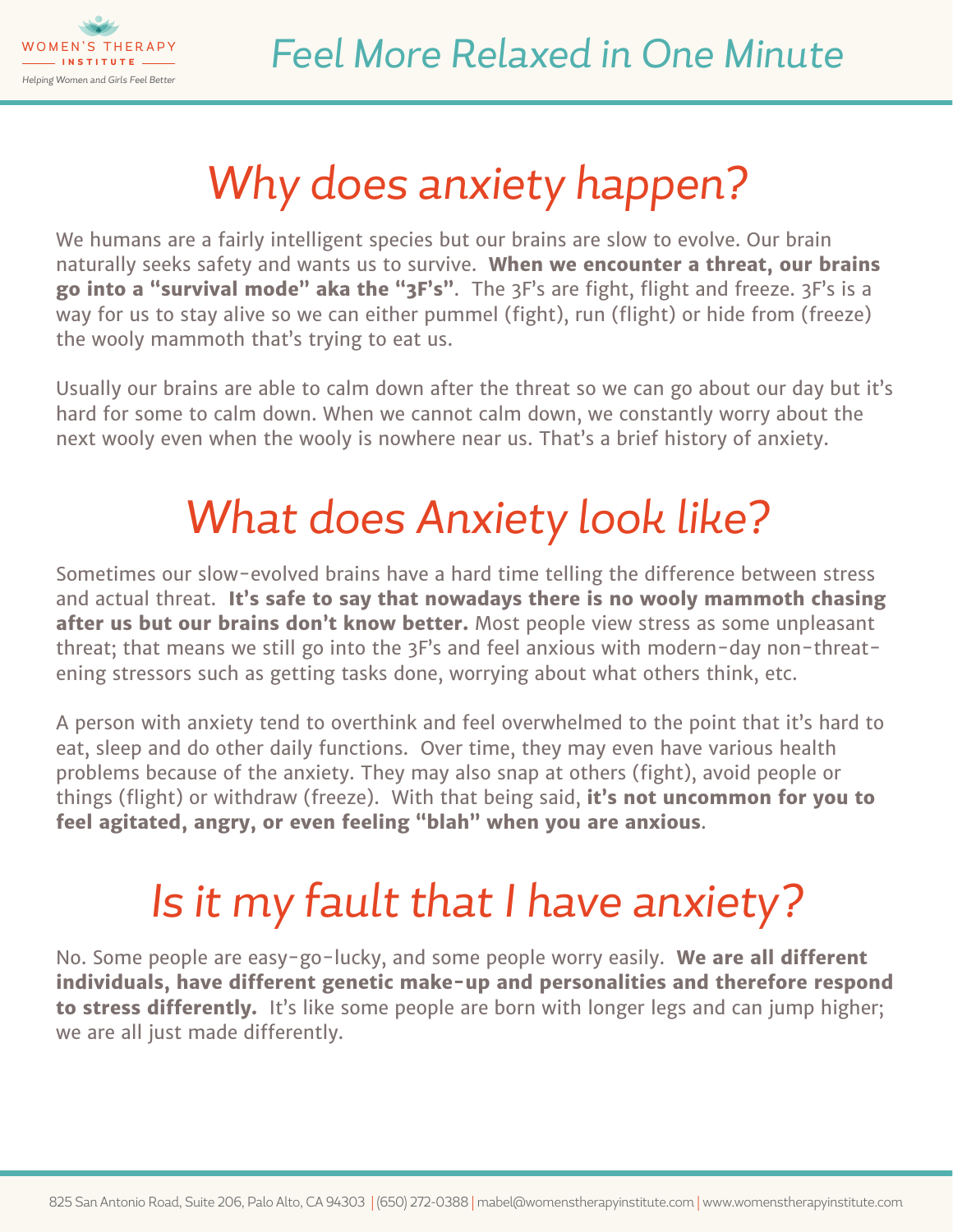# Why does anxiety happen?

We humans are a fairly intelligent species but our brains are slow to evolve. Our brain naturally seeks safety and wants us to survive. **When we encounter a threat, our brains go into a "survival mode" aka the "3F's"**. The 3F's are fight, flight and freeze. 3F's is a way for us to stay alive so we can either pummel (fight), run (flight) or hide from (freeze) the wooly mammoth that's trying to eat us.

Usually our brains are able to calm down after the threat so we can go about our day but it's hard for some to calm down. When we cannot calm down, we constantly worry about the next wooly even when the wooly is nowhere near us. That's a brief history of anxiety.

# What does Anxiety look like?

Sometimes our slow-evolved brains have a hard time telling the difference between stress and actual threat. **It's safe to say that nowadays there is no wooly mammoth chasing after us but our brains don't know better.** Most people view stress as some unpleasant threat; that means we still go into the 3F's and feel anxious with modern-day non-threatening stressors such as getting tasks done, worrying about what others think, etc.

A person with anxiety tend to overthink and feel overwhelmed to the point that it's hard to eat, sleep and do other daily functions. Over time, they may even have various health problems because of the anxiety. They may also snap at others (fight), avoid people or things (flight) or withdraw (freeze). With that being said, **it's not uncommon for you to feel agitated, angry, or even feeling "blah" when you are anxious**.

# Is it my fault that I have anxiety?

No. Some people are easy-go-lucky, and some people worry easily. **We are all different individuals, have different genetic make-up and personalities and therefore respond to stress differently.** It's like some people are born with longer legs and can jump higher; we are all just made differently.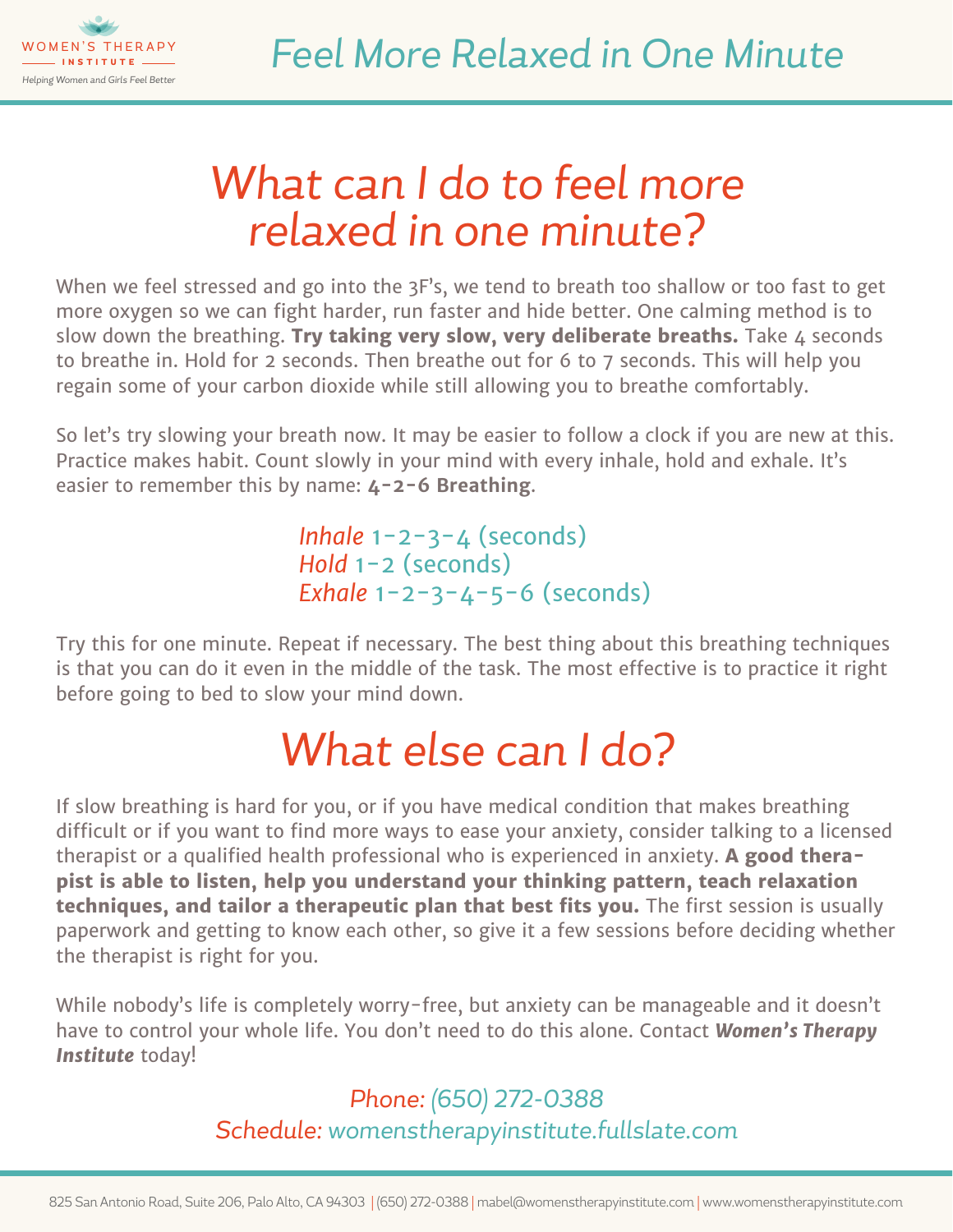# Feel More Relaxed in One Minute

## What can I do to feel more relaxed in one minute?

When we feel stressed and go into the 3F's, we tend to breath too shallow or too fast to get more oxygen so we can fight harder, run faster and hide better. One calming method is to slow down the breathing. **Try taking very slow, very deliberate breaths.** Take 4 seconds to breathe in. Hold for 2 seconds. Then breathe out for 6 to 7 seconds. This will help you regain some of your carbon dioxide while still allowing you to breathe comfortably.

So let's try slowing your breath now. It may be easier to follow a clock if you are new at this. Practice makes habit. Count slowly in your mind with every inhale, hold and exhale. It's easier to remember this by name: **4-2-6 Breathing**.

*Inhale* 1-2-3-4 (seconds)
*Hold* 1-2 (seconds)
*Exhale* 1-2-3-4-5-6 (seconds)

Try this for one minute. Repeat if necessary. The best thing about this breathing techniques is that you can do it even in the middle of the task. The most effective is to practice it right before going to bed to slow your mind down.

## What else can I do?

If slow breathing is hard for you, or if you have medical condition that makes breathing difficult or if you want to find more ways to ease your anxiety, consider talking to a licensed therapist or a qualified health professional who is experienced in anxiety. **A good therapist is able to listen, help you understand your thinking pattern, teach relaxation techniques, and tailor a therapeutic plan that best fits you.** The first session is usually paperwork and getting to know each other, so give it a few sessions before deciding whether the therapist is right for you.

While nobody's life is completely worry-free, but anxiety can be manageable and it doesn't have to control your whole life. You don't need to do this alone. Contact ***Women's Therapy Institute*** today!

*Phone:* (650) 272-0388
*Schedule:* womenstherapyinstitute.fullslate.com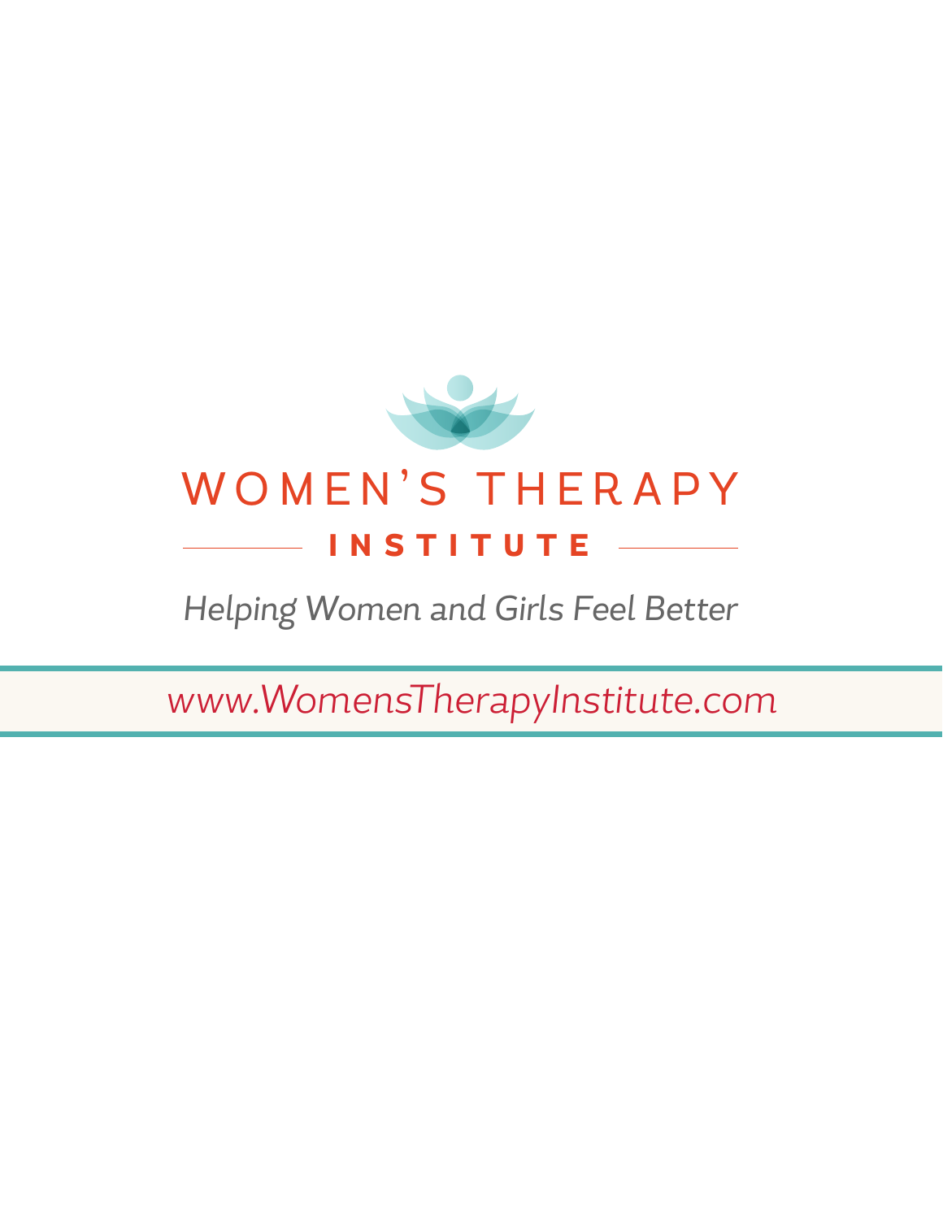# WOMEN'S THERAPY

## INSTITUTE

*Helping Women and Girls Feel Better*

*www.WomensTherapyInstitute.com*